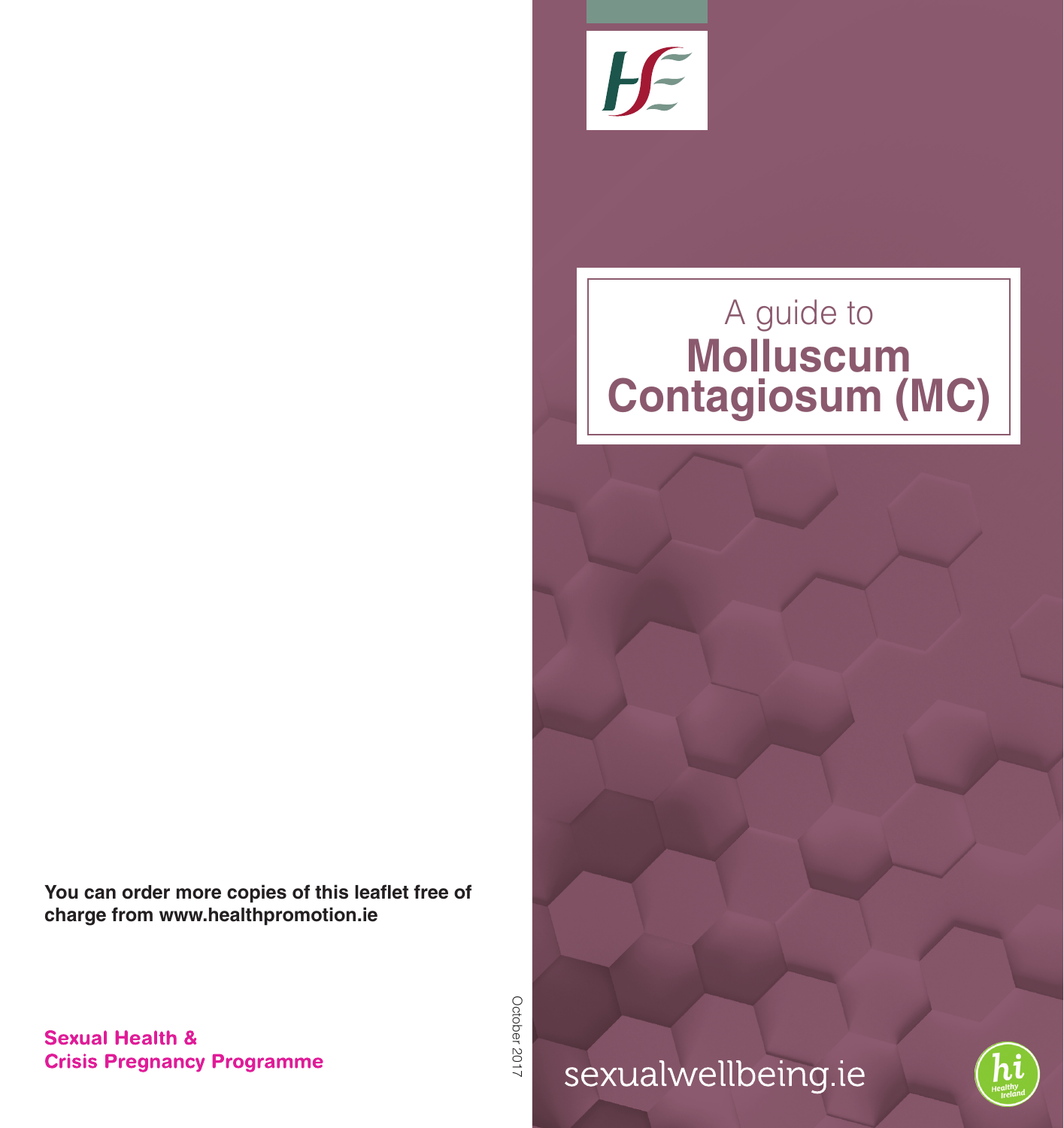# A guide to Molluscum Contagiosum (MC)

sexualwellbeing.ie

**You can order more copies of this leaflet free of charge from www.healthpromotion.ie**

**Sexual Health & Crisis Pregnancy Programme**

October 2017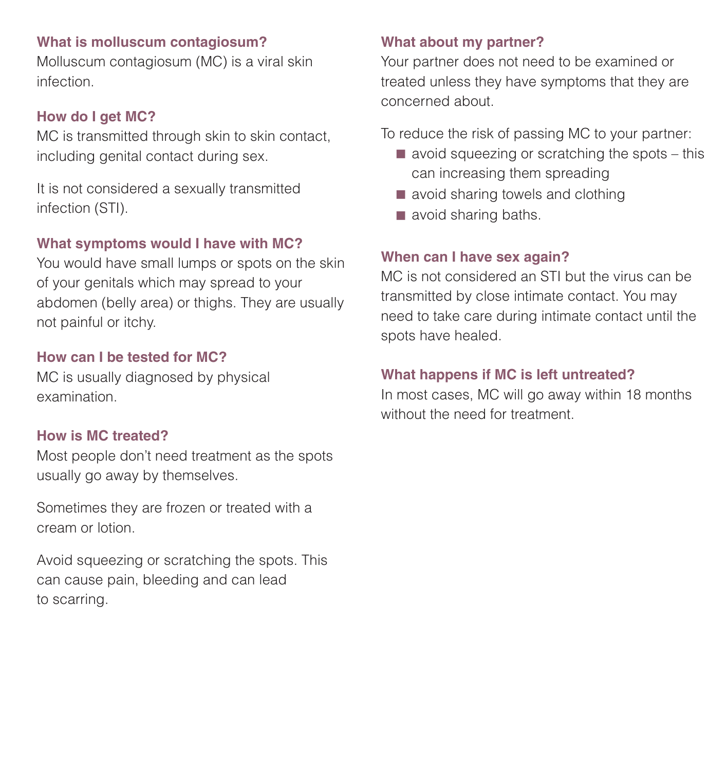### What is molluscum contagiosum?

Molluscum contagiosum (MC) is a viral skin infection.

### How do I get MC?

MC is transmitted through skin to skin contact, including genital contact during sex.

It is not considered a sexually transmitted infection (STI).

### What symptoms would I have with MC?

You would have small lumps or spots on the skin of your genitals which may spread to your abdomen (belly area) or thighs. They are usually not painful or itchy.

### How can I be tested for MC?

MC is usually diagnosed by physical examination.

### How is MC treated?

Most people don't need treatment as the spots usually go away by themselves.

Sometimes they are frozen or treated with a cream or lotion.

Avoid squeezing or scratching the spots. This can cause pain, bleeding and can lead to scarring.

### What about my partner?

Your partner does not need to be examined or treated unless they have symptoms that they are concerned about.

To reduce the risk of passing MC to your partner:

- avoid squeezing or scratching the spots – this can increasing them spreading
- avoid sharing towels and clothing
- avoid sharing baths.

### When can I have sex again?

MC is not considered an STI but the virus can be transmitted by close intimate contact. You may need to take care during intimate contact until the spots have healed.

### What happens if MC is left untreated?

In most cases, MC will go away within 18 months without the need for treatment.